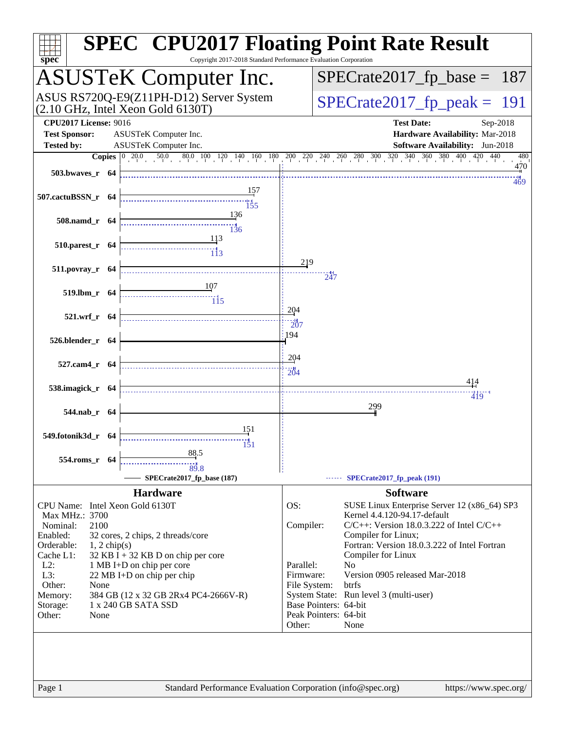# SPEC® CPU2017 Floating Point Rate Result

Copyright 2017-2018 Standard Performance Evaluation Corporation

## ASUSTeK Computer Inc.

ASUS RS720Q-E9(Z11PH-D12) Server System (2.10 GHz, Intel Xeon Gold 6130T)

SPECrate2017_fp_base = 187

SPECrate2017_fp_peak = 191

**CPU2017 License:** 9016
**Test Sponsor:** ASUSTeK Computer Inc.
**Tested by:** ASUSTeK Computer Inc.

**Test Date:** Sep-2018
**Hardware Availability:** Mar-2018
**Software Availability:** Jun-2018

| Benchmark | Copies | Base | Peak |
|---|---|---|---|
| 503.bwaves_r | 64 | 470 | 469 |
| 507.cactuBSSN_r | 64 | 157 | 155 |
| 508.namd_r | 64 | 136 | 136 |
| 510.parest_r | 64 | 113 | 113 |
| 511.povray_r | 64 | 219 | 247 |
| 519.lbm_r | 64 | 107 | 115 |
| 521.wrf_r | 64 | 204 | 207 |
| 526.blender_r | 64 | 194 | |
| 527.cam4_r | 64 | 204 | 204 |
| 538.imagick_r | 64 | 414 | 419 |
| 544.nab_r | 64 | 299 | |
| 549.fotonik3d_r | 64 | 151 | 151 |
| 554.roms_r | 64 | 88.5 | 89.8 |

SPECrate2017_fp_base (187) — SPECrate2017_fp_peak (191)

### Hardware

| | |
|---|---|
| CPU Name: | Intel Xeon Gold 6130T |
| Max MHz.: | 3700 |
| Nominal: | 2100 |
| Enabled: | 32 cores, 2 chips, 2 threads/core |
| Orderable: | 1, 2 chip(s) |
| Cache L1: | 32 KB I + 32 KB D on chip per core |
| L2: | 1 MB I+D on chip per core |
| L3: | 22 MB I+D on chip per chip |
| Other: | None |
| Memory: | 384 GB (12 x 32 GB 2Rx4 PC4-2666V-R) |
| Storage: | 1 x 240 GB SATA SSD |
| Other: | None |

### Software

| | |
|---|---|
| OS: | SUSE Linux Enterprise Server 12 (x86_64) SP3 Kernel 4.4.120-94.17-default |
| Compiler: | C/C++: Version 18.0.3.222 of Intel C/C++ Compiler for Linux; Fortran: Version 18.0.3.222 of Intel Fortran Compiler for Linux |
| Parallel: | No |
| Firmware: | Version 0905 released Mar-2018 |
| File System: | btrfs |
| System State: | Run level 3 (multi-user) |
| Base Pointers: | 64-bit |
| Peak Pointers: | 64-bit |
| Other: | None |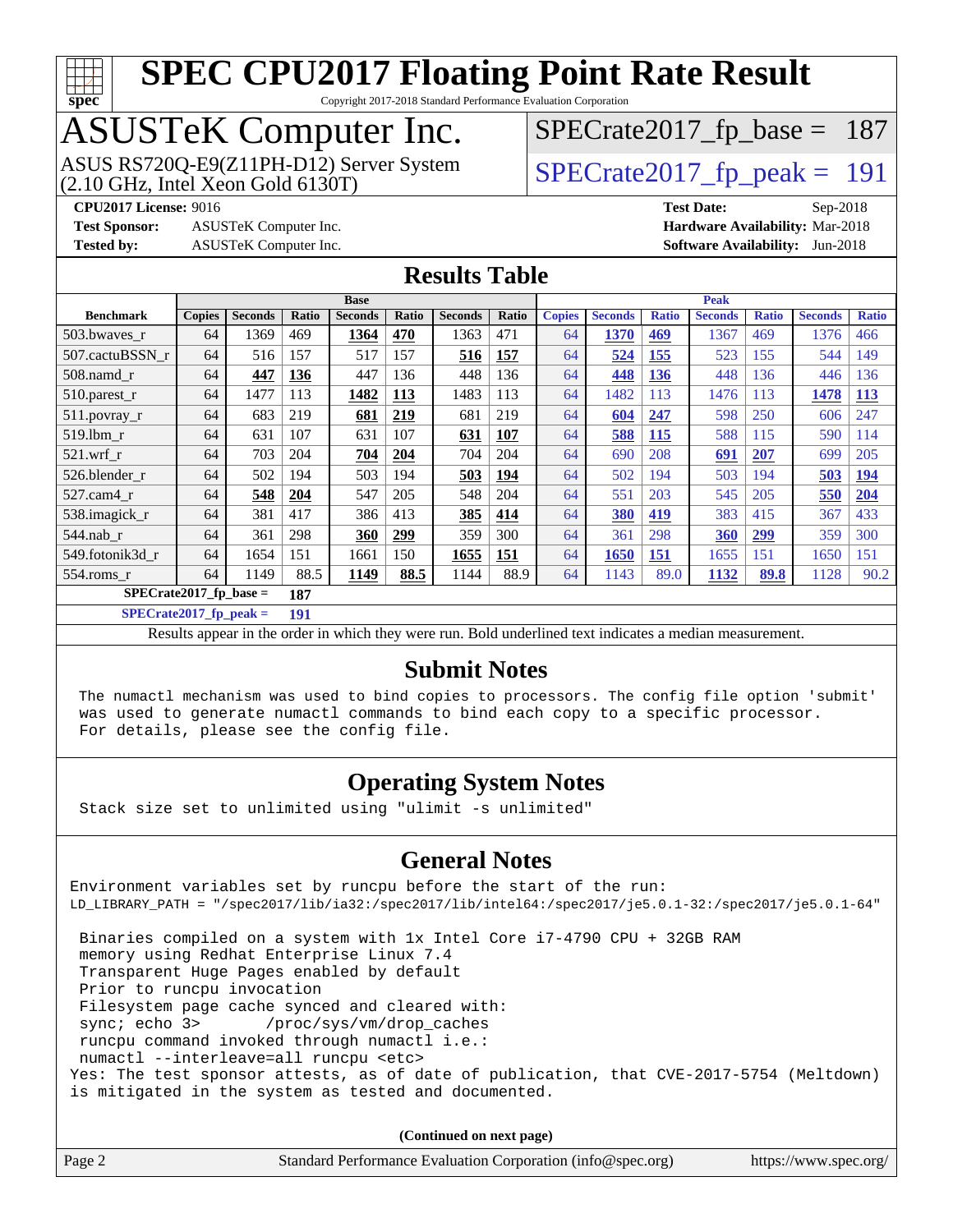# SPEC CPU2017 Floating Point Rate Result

Copyright 2017-2018 Standard Performance Evaluation Corporation

## ASUSTeK Computer Inc.

ASUS RS720Q-E9(Z11PH-D12) Server System (2.10 GHz, Intel Xeon Gold 6130T)

SPECrate2017_fp_base = 187

SPECrate2017_fp_peak = 191

**CPU2017 License:** 9016
**Test Sponsor:** ASUSTeK Computer Inc.
**Tested by:** ASUSTeK Computer Inc.

**Test Date:** Sep-2018
**Hardware Availability:** Mar-2018
**Software Availability:** Jun-2018

## Results Table

| Benchmark | Base | | | | | | | Peak | | | | | | |
|---|---|---|---|---|---|---|---|---|---|---|---|---|---|---|
| | Copies | Seconds | Ratio | Seconds | Ratio | Seconds | Ratio | Copies | Seconds | Ratio | Seconds | Ratio | Seconds | Ratio |
| 503.bwaves_r | 64 | 1369 | 469 | **1364** | **470** | 1363 | 471 | 64 | **1370** | **469** | 1367 | 469 | 1376 | 466 |
| 507.cactuBSSN_r | 64 | 516 | 157 | 517 | 157 | **516** | **157** | 64 | **524** | **155** | 523 | 155 | 544 | 149 |
| 508.namd_r | 64 | **447** | **136** | 447 | 136 | 448 | 136 | 64 | **448** | **136** | 448 | 136 | 446 | 136 |
| 510.parest_r | 64 | 1477 | 113 | **1482** | **113** | 1483 | 113 | 64 | 1482 | 113 | 1476 | 113 | **1478** | **113** |
| 511.povray_r | 64 | 683 | 219 | **681** | **219** | 681 | 219 | 64 | **604** | **247** | 598 | 250 | 606 | 247 |
| 519.lbm_r | 64 | 631 | 107 | 631 | 107 | **631** | **107** | 64 | **588** | **115** | 588 | 115 | 590 | 114 |
| 521.wrf_r | 64 | 703 | 204 | **704** | **204** | 704 | 204 | 64 | 690 | 208 | **691** | **207** | 699 | 205 |
| 526.blender_r | 64 | 502 | 194 | 503 | 194 | **503** | **194** | 64 | 502 | 194 | 503 | 194 | **503** | **194** |
| 527.cam4_r | 64 | **548** | **204** | 547 | 205 | 548 | 204 | 64 | 551 | 203 | 545 | 205 | **550** | **204** |
| 538.imagick_r | 64 | 381 | 417 | 386 | 413 | **385** | **414** | 64 | **380** | **419** | 383 | 415 | 367 | 433 |
| 544.nab_r | 64 | 361 | 298 | **360** | **299** | 359 | 300 | 64 | 361 | 298 | **360** | **299** | 359 | 300 |
| 549.fotonik3d_r | 64 | 1654 | 151 | 1661 | 150 | **1655** | **151** | 64 | **1650** | **151** | 1655 | 151 | 1650 | 151 |
| 554.roms_r | 64 | 1149 | 88.5 | **1149** | **88.5** | 1144 | 88.9 | 64 | 1143 | 89.0 | **1132** | **89.8** | 1128 | 90.2 |

**SPECrate2017_fp_base = 187**

**SPECrate2017_fp_peak = 191**

Results appear in the order in which they were run. Bold underlined text indicates a median measurement.

## Submit Notes

```
The numactl mechanism was used to bind copies to processors. The config file option 'submit'
was used to generate numactl commands to bind each copy to a specific processor.
For details, please see the config file.
```

## Operating System Notes

```
Stack size set to unlimited using "ulimit -s unlimited"
```

## General Notes

```
Environment variables set by runcpu before the start of the run:
LD_LIBRARY_PATH = "/spec2017/lib/ia32:/spec2017/lib/intel64:/spec2017/je5.0.1-32:/spec2017/je5.0.1-64"

 Binaries compiled on a system with 1x Intel Core i7-4790 CPU + 32GB RAM
 memory using Redhat Enterprise Linux 7.4
 Transparent Huge Pages enabled by default
 Prior to runcpu invocation
 Filesystem page cache synced and cleared with:
 sync; echo 3>       /proc/sys/vm/drop_caches
 runcpu command invoked through numactl i.e.:
 numactl --interleave=all runcpu <etc>
Yes: The test sponsor attests, as of date of publication, that CVE-2017-5754 (Meltdown)
is mitigated in the system as tested and documented.
```

**(Continued on next page)**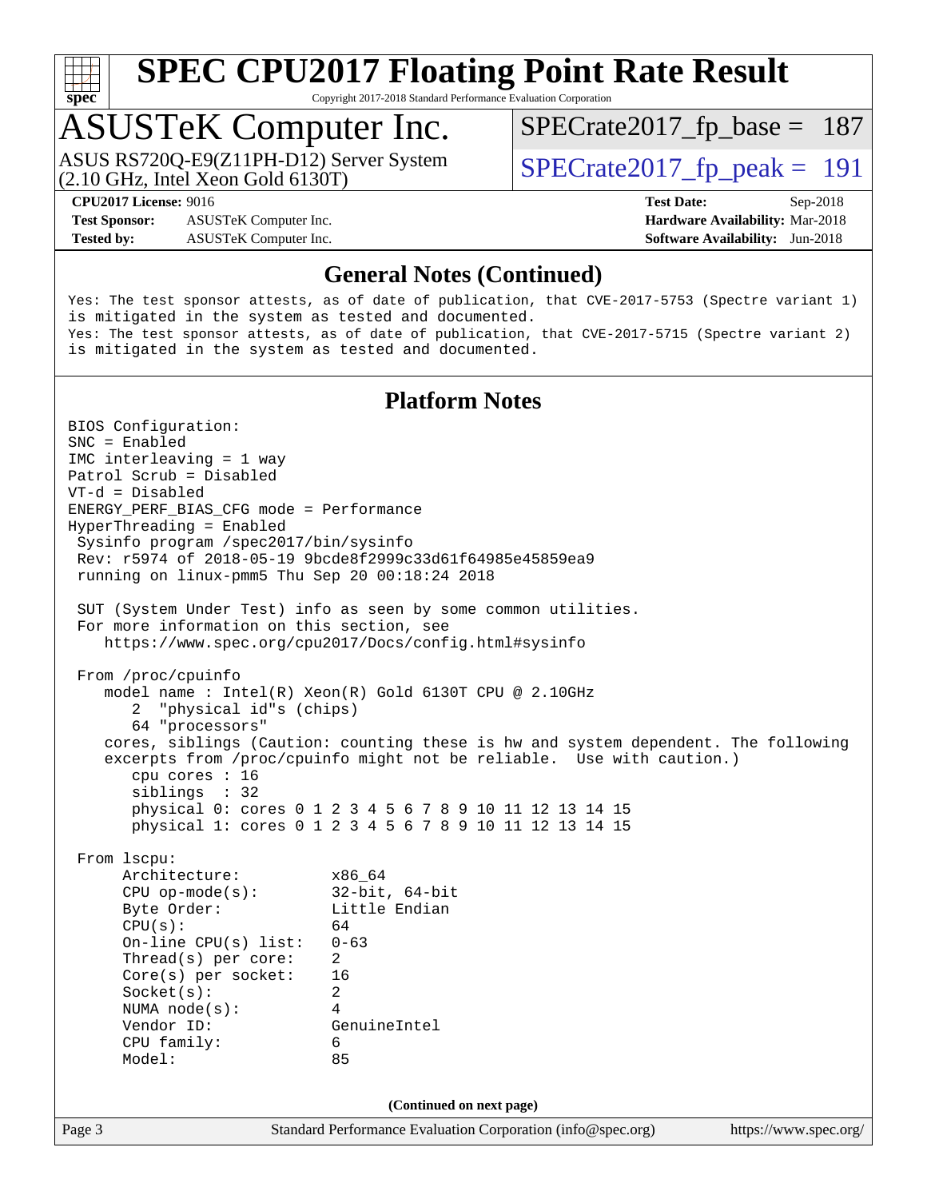## General Notes (Continued)

```
Yes: The test sponsor attests, as of date of publication, that CVE-2017-5753 (Spectre variant 1)
is mitigated in the system as tested and documented.
Yes: The test sponsor attests, as of date of publication, that CVE-2017-5715 (Spectre variant 2)
is mitigated in the system as tested and documented.
```

## Platform Notes

```
BIOS Configuration:
SNC = Enabled
IMC interleaving = 1 way
Patrol Scrub = Disabled
VT-d = Disabled
ENERGY_PERF_BIAS_CFG mode = Performance
HyperThreading = Enabled
 Sysinfo program /spec2017/bin/sysinfo
 Rev: r5974 of 2018-05-19 9bcde8f2999c33d61f64985e45859ea9
 running on linux-pmm5 Thu Sep 20 00:18:24 2018

 SUT (System Under Test) info as seen by some common utilities.
 For more information on this section, see
    https://www.spec.org/cpu2017/Docs/config.html#sysinfo

 From /proc/cpuinfo
    model name : Intel(R) Xeon(R) Gold 6130T CPU @ 2.10GHz
       2  "physical id"s (chips)
       64 "processors"
    cores, siblings (Caution: counting these is hw and system dependent. The following
    excerpts from /proc/cpuinfo might not be reliable.  Use with caution.)
       cpu cores : 16
       siblings  : 32
       physical 0: cores 0 1 2 3 4 5 6 7 8 9 10 11 12 13 14 15
       physical 1: cores 0 1 2 3 4 5 6 7 8 9 10 11 12 13 14 15

 From lscpu:
      Architecture:          x86_64
      CPU op-mode(s):        32-bit, 64-bit
      Byte Order:            Little Endian
      CPU(s):                64
      On-line CPU(s) list:   0-63
      Thread(s) per core:    2
      Core(s) per socket:    16
      Socket(s):             2
      NUMA node(s):          4
      Vendor ID:             GenuineIntel
      CPU family:            6
      Model:                 85
```

**(Continued on next page)**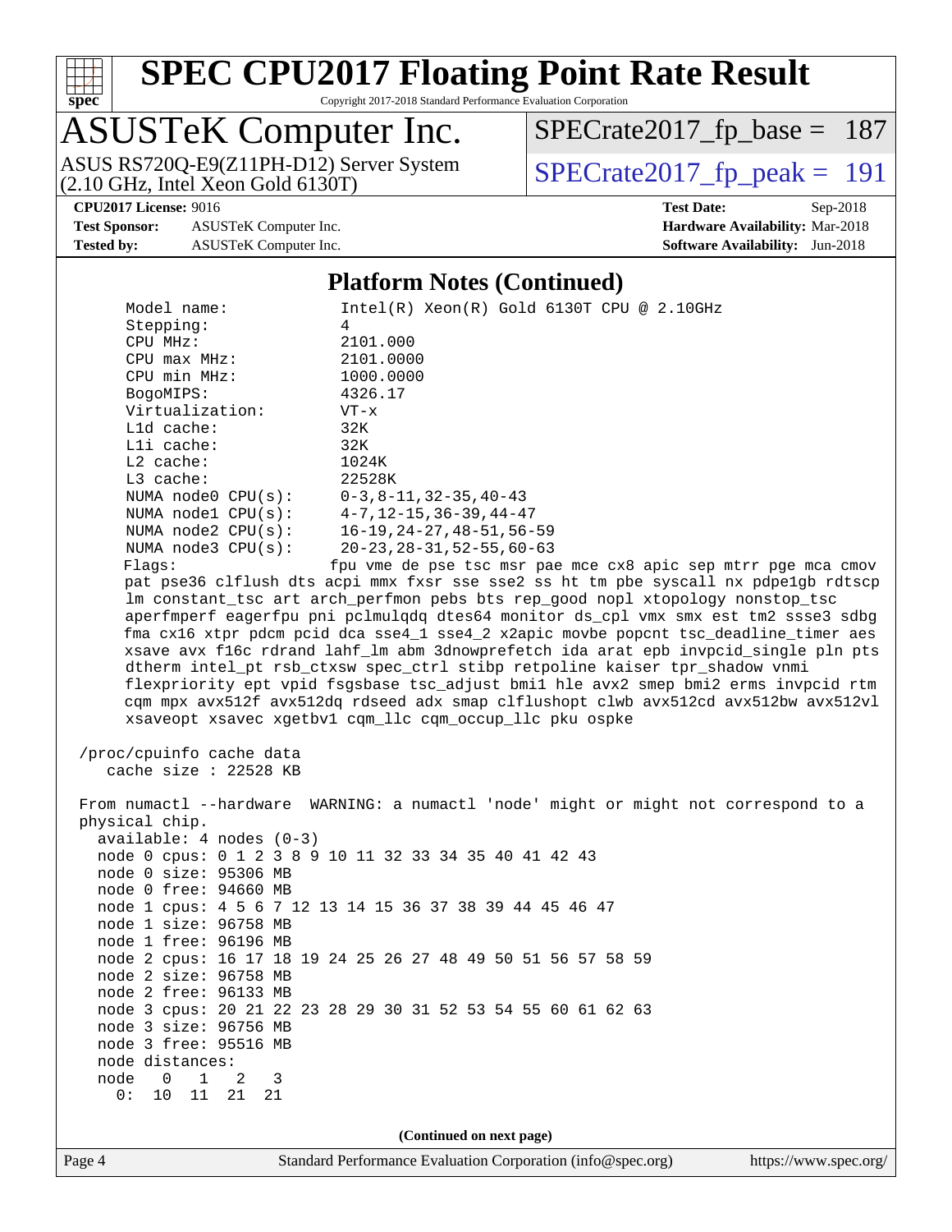## Platform Notes (Continued)

```
     Model name:            Intel(R) Xeon(R) Gold 6130T CPU @ 2.10GHz
     Stepping:              4
     CPU MHz:               2101.000
     CPU max MHz:           2101.0000
     CPU min MHz:           1000.0000
     BogoMIPS:              4326.17
     Virtualization:        VT-x
     L1d cache:             32K
     L1i cache:             32K
     L2 cache:              1024K
     L3 cache:              22528K
     NUMA node0 CPU(s):     0-3,8-11,32-35,40-43
     NUMA node1 CPU(s):     4-7,12-15,36-39,44-47
     NUMA node2 CPU(s):     16-19,24-27,48-51,56-59
     NUMA node3 CPU(s):     20-23,28-31,52-55,60-63
     Flags:                fpu vme de pse tsc msr pae mce cx8 apic sep mtrr pge mca cmov
     pat pse36 clflush dts acpi mmx fxsr sse sse2 ss ht tm pbe syscall nx pdpe1gb rdtscp
     lm constant_tsc art arch_perfmon pebs bts rep_good nopl xtopology nonstop_tsc
     aperfmperf eagerfpu pni pclmulqdq dtes64 monitor ds_cpl vmx smx est tm2 ssse3 sdbg
     fma cx16 xtpr pdcm pcid dca sse4_1 sse4_2 x2apic movbe popcnt tsc_deadline_timer aes
     xsave avx f16c rdrand lahf_lm abm 3dnowprefetch ida arat epb invpcid_single pln pts
     dtherm intel_pt rsb_ctxsw spec_ctrl stibp retpoline kaiser tpr_shadow vnmi
     flexpriority ept vpid fsgsbase tsc_adjust bmi1 hle avx2 smep bmi2 erms invpcid rtm
     cqm mpx avx512f avx512dq rdseed adx smap clflushopt clwb avx512cd avx512bw avx512vl
     xsaveopt xsavec xgetbv1 cqm_llc cqm_occup_llc pku ospke

 /proc/cpuinfo cache data
    cache size : 22528 KB

 From numactl --hardware  WARNING: a numactl 'node' might or might not correspond to a
 physical chip.
   available: 4 nodes (0-3)
   node 0 cpus: 0 1 2 3 8 9 10 11 32 33 34 35 40 41 42 43
   node 0 size: 95306 MB
   node 0 free: 94660 MB
   node 1 cpus: 4 5 6 7 12 13 14 15 36 37 38 39 44 45 46 47
   node 1 size: 96758 MB
   node 1 free: 96196 MB
   node 2 cpus: 16 17 18 19 24 25 26 27 48 49 50 51 56 57 58 59
   node 2 size: 96758 MB
   node 2 free: 96133 MB
   node 3 cpus: 20 21 22 23 28 29 30 31 52 53 54 55 60 61 62 63
   node 3 size: 96756 MB
   node 3 free: 95516 MB
   node distances:
   node   0   1   2   3
     0:  10  11  21  21
```

(Continued on next page)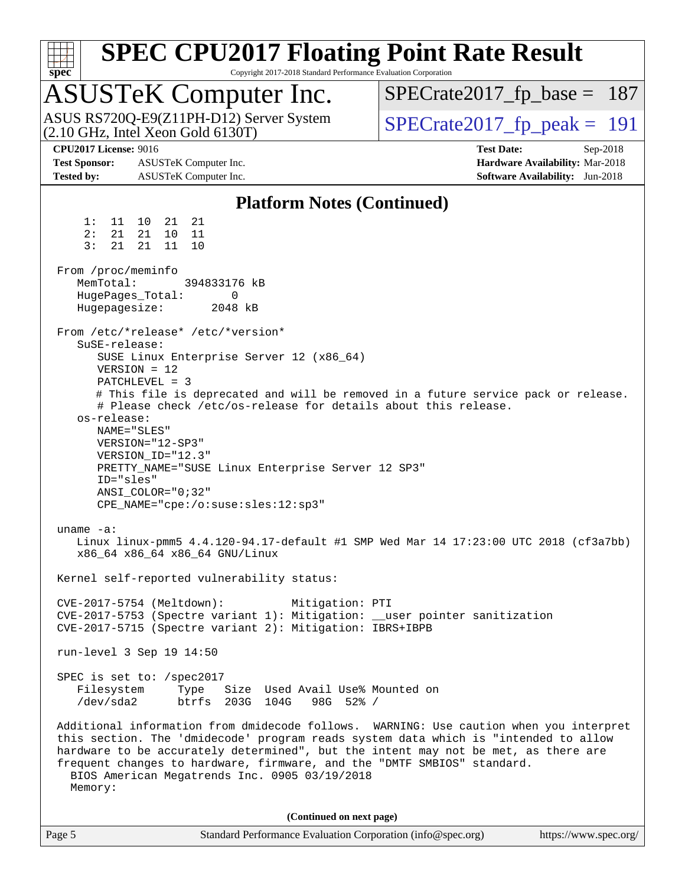# SPEC CPU2017 Floating Point Rate Result

Copyright 2017-2018 Standard Performance Evaluation Corporation

## ASUSTeK Computer Inc.

ASUS RS720Q-E9(Z11PH-D12) Server System
(2.10 GHz, Intel Xeon Gold 6130T)

SPECrate2017_fp_base = 187

SPECrate2017_fp_peak = 191

**CPU2017 License:** 9016
**Test Sponsor:** ASUSTeK Computer Inc.
**Tested by:** ASUSTeK Computer Inc.

**Test Date:** Sep-2018
**Hardware Availability:** Mar-2018
**Software Availability:** Jun-2018

### Platform Notes (Continued)

```
     1:  11  10  21  21
     2:  21  21  10  11
     3:  21  21  11  10

 From /proc/meminfo
    MemTotal:       394833176 kB
    HugePages_Total:       0
    Hugepagesize:       2048 kB

 From /etc/*release* /etc/*version*
    SuSE-release:
       SUSE Linux Enterprise Server 12 (x86_64)
       VERSION = 12
       PATCHLEVEL = 3
       # This file is deprecated and will be removed in a future service pack or release.
       # Please check /etc/os-release for details about this release.
    os-release:
       NAME="SLES"
       VERSION="12-SP3"
       VERSION_ID="12.3"
       PRETTY_NAME="SUSE Linux Enterprise Server 12 SP3"
       ID="sles"
       ANSI_COLOR="0;32"
       CPE_NAME="cpe:/o:suse:sles:12:sp3"

 uname -a:
    Linux linux-pmm5 4.4.120-94.17-default #1 SMP Wed Mar 14 17:23:00 UTC 2018 (cf3a7bb)
    x86_64 x86_64 x86_64 GNU/Linux

 Kernel self-reported vulnerability status:

 CVE-2017-5754 (Meltdown):          Mitigation: PTI
 CVE-2017-5753 (Spectre variant 1): Mitigation: __user pointer sanitization
 CVE-2017-5715 (Spectre variant 2): Mitigation: IBRS+IBPB

 run-level 3 Sep 19 14:50

 SPEC is set to: /spec2017
    Filesystem     Type   Size  Used Avail Use% Mounted on
    /dev/sda2      btrfs  203G  104G   98G  52% /

 Additional information from dmidecode follows.  WARNING: Use caution when you interpret
 this section. The 'dmidecode' program reads system data which is "intended to allow
 hardware to be accurately determined", but the intent may not be met, as there are
 frequent changes to hardware, firmware, and the "DMTF SMBIOS" standard.
   BIOS American Megatrends Inc. 0905 03/19/2018
   Memory:
```

**(Continued on next page)**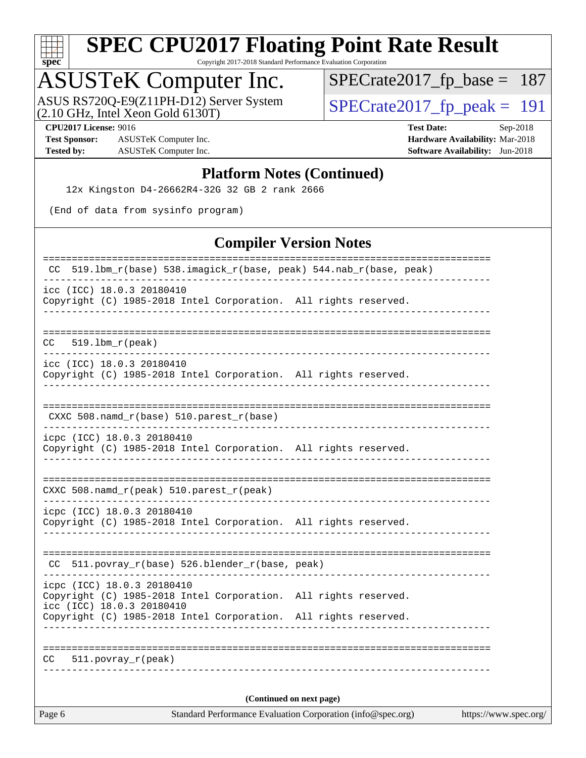# SPEC CPU2017 Floating Point Rate Result

Copyright 2017-2018 Standard Performance Evaluation Corporation

## ASUSTeK Computer Inc.

ASUS RS720Q-E9(Z11PH-D12) Server System
(2.10 GHz, Intel Xeon Gold 6130T)

SPECrate2017_fp_base = 187

SPECrate2017_fp_peak = 191

**CPU2017 License:** 9016
**Test Sponsor:** ASUSTeK Computer Inc.
**Tested by:** ASUSTeK Computer Inc.

**Test Date:** Sep-2018
**Hardware Availability:** Mar-2018
**Software Availability:** Jun-2018

### Platform Notes (Continued)

```
   12x Kingston D4-26662R4-32G 32 GB 2 rank 2666

 (End of data from sysinfo program)
```

### Compiler Version Notes

```
==============================================================================
 CC  519.lbm_r(base) 538.imagick_r(base, peak) 544.nab_r(base, peak)
------------------------------------------------------------------------------
icc (ICC) 18.0.3 20180410
Copyright (C) 1985-2018 Intel Corporation.  All rights reserved.
------------------------------------------------------------------------------

==============================================================================
CC   519.lbm_r(peak)
------------------------------------------------------------------------------
icc (ICC) 18.0.3 20180410
Copyright (C) 1985-2018 Intel Corporation.  All rights reserved.
------------------------------------------------------------------------------

==============================================================================
 CXXC 508.namd_r(base) 510.parest_r(base)
------------------------------------------------------------------------------
icpc (ICC) 18.0.3 20180410
Copyright (C) 1985-2018 Intel Corporation.  All rights reserved.
------------------------------------------------------------------------------

==============================================================================
CXXC 508.namd_r(peak) 510.parest_r(peak)
------------------------------------------------------------------------------
icpc (ICC) 18.0.3 20180410
Copyright (C) 1985-2018 Intel Corporation.  All rights reserved.
------------------------------------------------------------------------------

==============================================================================
 CC  511.povray_r(base) 526.blender_r(base, peak)
------------------------------------------------------------------------------
icpc (ICC) 18.0.3 20180410
Copyright (C) 1985-2018 Intel Corporation.  All rights reserved.
icc (ICC) 18.0.3 20180410
Copyright (C) 1985-2018 Intel Corporation.  All rights reserved.
------------------------------------------------------------------------------

==============================================================================
CC   511.povray_r(peak)
------------------------------------------------------------------------------
```

**(Continued on next page)**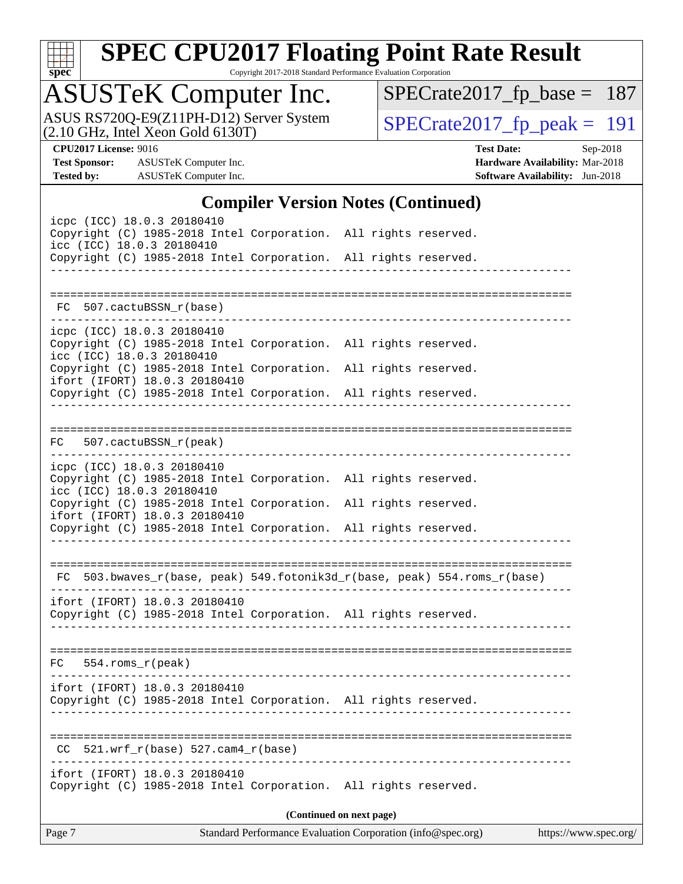# SPEC CPU2017 Floating Point Rate Result

Copyright 2017-2018 Standard Performance Evaluation Corporation

## ASUSTeK Computer Inc.

ASUS RS720Q-E9(Z11PH-D12) Server System
(2.10 GHz, Intel Xeon Gold 6130T)

SPECrate2017_fp_base = 187

SPECrate2017_fp_peak = 191

**CPU2017 License:** 9016
**Test Sponsor:** ASUSTeK Computer Inc.
**Tested by:** ASUSTeK Computer Inc.

**Test Date:** Sep-2018
**Hardware Availability:** Mar-2018
**Software Availability:** Jun-2018

## Compiler Version Notes (Continued)

```
icpc (ICC) 18.0.3 20180410
Copyright (C) 1985-2018 Intel Corporation.  All rights reserved.
icc (ICC) 18.0.3 20180410
Copyright (C) 1985-2018 Intel Corporation.  All rights reserved.
------------------------------------------------------------------------------

==============================================================================
 FC  507.cactuBSSN_r(base)
------------------------------------------------------------------------------
icpc (ICC) 18.0.3 20180410
Copyright (C) 1985-2018 Intel Corporation.  All rights reserved.
icc (ICC) 18.0.3 20180410
Copyright (C) 1985-2018 Intel Corporation.  All rights reserved.
ifort (IFORT) 18.0.3 20180410
Copyright (C) 1985-2018 Intel Corporation.  All rights reserved.
------------------------------------------------------------------------------

==============================================================================
 FC  507.cactuBSSN_r(peak)
------------------------------------------------------------------------------
icpc (ICC) 18.0.3 20180410
Copyright (C) 1985-2018 Intel Corporation.  All rights reserved.
icc (ICC) 18.0.3 20180410
Copyright (C) 1985-2018 Intel Corporation.  All rights reserved.
ifort (IFORT) 18.0.3 20180410
Copyright (C) 1985-2018 Intel Corporation.  All rights reserved.
------------------------------------------------------------------------------

==============================================================================
 FC  503.bwaves_r(base, peak) 549.fotonik3d_r(base, peak) 554.roms_r(base)
------------------------------------------------------------------------------
ifort (IFORT) 18.0.3 20180410
Copyright (C) 1985-2018 Intel Corporation.  All rights reserved.
------------------------------------------------------------------------------

==============================================================================
 FC  554.roms_r(peak)
------------------------------------------------------------------------------
ifort (IFORT) 18.0.3 20180410
Copyright (C) 1985-2018 Intel Corporation.  All rights reserved.
------------------------------------------------------------------------------

==============================================================================
 CC  521.wrf_r(base) 527.cam4_r(base)
------------------------------------------------------------------------------
ifort (IFORT) 18.0.3 20180410
Copyright (C) 1985-2018 Intel Corporation.  All rights reserved.
```

**(Continued on next page)**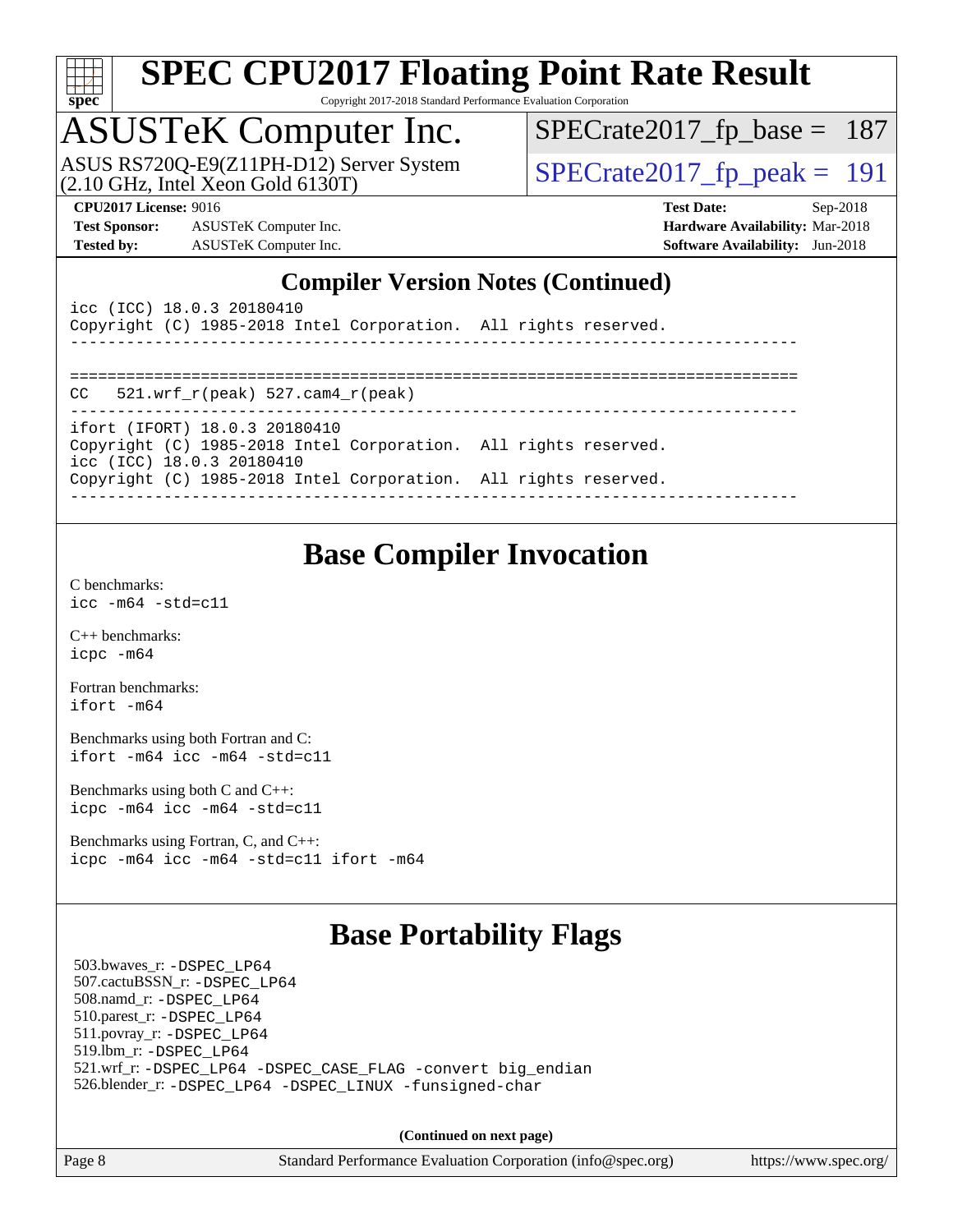# SPEC CPU2017 Floating Point Rate Result

Copyright 2017-2018 Standard Performance Evaluation Corporation

## ASUSTeK Computer Inc.

ASUS RS720Q-E9(Z11PH-D12) Server System (2.10 GHz, Intel Xeon Gold 6130T)

SPECrate2017_fp_base = 187

SPECrate2017_fp_peak = 191

**CPU2017 License:** 9016
**Test Sponsor:** ASUSTeK Computer Inc.
**Tested by:** ASUSTeK Computer Inc.

**Test Date:** Sep-2018
**Hardware Availability:** Mar-2018
**Software Availability:** Jun-2018

## Compiler Version Notes (Continued)

```
icc (ICC) 18.0.3 20180410
Copyright (C) 1985-2018 Intel Corporation.  All rights reserved.
------------------------------------------------------------------------------

==============================================================================
CC   521.wrf_r(peak) 527.cam4_r(peak)
------------------------------------------------------------------------------
ifort (IFORT) 18.0.3 20180410
Copyright (C) 1985-2018 Intel Corporation.  All rights reserved.
icc (ICC) 18.0.3 20180410
Copyright (C) 1985-2018 Intel Corporation.  All rights reserved.
------------------------------------------------------------------------------
```

## Base Compiler Invocation

C benchmarks:
`icc -m64 -std=c11`

C++ benchmarks:
`icpc -m64`

Fortran benchmarks:
`ifort -m64`

Benchmarks using both Fortran and C:
`ifort -m64 icc -m64 -std=c11`

Benchmarks using both C and C++:
`icpc -m64 icc -m64 -std=c11`

Benchmarks using Fortran, C, and C++:
`icpc -m64 icc -m64 -std=c11 ifort -m64`

## Base Portability Flags

503.bwaves_r: `-DSPEC_LP64`
507.cactuBSSN_r: `-DSPEC_LP64`
508.namd_r: `-DSPEC_LP64`
510.parest_r: `-DSPEC_LP64`
511.povray_r: `-DSPEC_LP64`
519.lbm_r: `-DSPEC_LP64`
521.wrf_r: `-DSPEC_LP64 -DSPEC_CASE_FLAG -convert big_endian`
526.blender_r: `-DSPEC_LP64 -DSPEC_LINUX -funsigned-char`

**(Continued on next page)**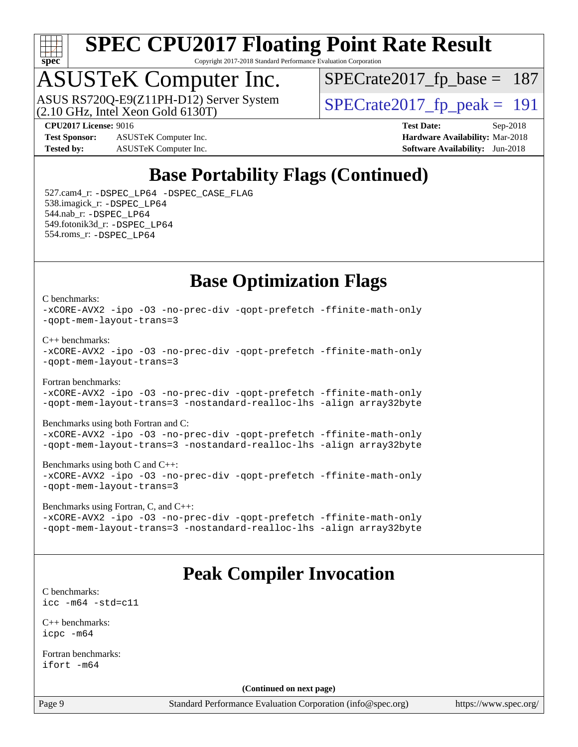# SPEC CPU2017 Floating Point Rate Result

Copyright 2017-2018 Standard Performance Evaluation Corporation

## ASUSTeK Computer Inc.

ASUS RS720Q-E9(Z11PH-D12) Server System (2.10 GHz, Intel Xeon Gold 6130T)

SPECrate2017_fp_base = 187

SPECrate2017_fp_peak = 191

**CPU2017 License:** 9016
**Test Sponsor:** ASUSTeK Computer Inc.
**Tested by:** ASUSTeK Computer Inc.
**Test Date:** Sep-2018
**Hardware Availability:** Mar-2018
**Software Availability:** Jun-2018

## Base Portability Flags (Continued)

527.cam4_r: `-DSPEC_LP64 -DSPEC_CASE_FLAG`
538.imagick_r: `-DSPEC_LP64`
544.nab_r: `-DSPEC_LP64`
549.fotonik3d_r: `-DSPEC_LP64`
554.roms_r: `-DSPEC_LP64`

## Base Optimization Flags

C benchmarks:
```
-xCORE-AVX2 -ipo -O3 -no-prec-div -qopt-prefetch -ffinite-math-only
-qopt-mem-layout-trans=3
```

C++ benchmarks:
```
-xCORE-AVX2 -ipo -O3 -no-prec-div -qopt-prefetch -ffinite-math-only
-qopt-mem-layout-trans=3
```

Fortran benchmarks:
```
-xCORE-AVX2 -ipo -O3 -no-prec-div -qopt-prefetch -ffinite-math-only
-qopt-mem-layout-trans=3 -nostandard-realloc-lhs -align array32byte
```

Benchmarks using both Fortran and C:
```
-xCORE-AVX2 -ipo -O3 -no-prec-div -qopt-prefetch -ffinite-math-only
-qopt-mem-layout-trans=3 -nostandard-realloc-lhs -align array32byte
```

Benchmarks using both C and C++:
```
-xCORE-AVX2 -ipo -O3 -no-prec-div -qopt-prefetch -ffinite-math-only
-qopt-mem-layout-trans=3
```

Benchmarks using Fortran, C, and C++:
```
-xCORE-AVX2 -ipo -O3 -no-prec-div -qopt-prefetch -ffinite-math-only
-qopt-mem-layout-trans=3 -nostandard-realloc-lhs -align array32byte
```

## Peak Compiler Invocation

C benchmarks:
```
icc -m64 -std=c11
```

C++ benchmarks:
```
icpc -m64
```

Fortran benchmarks:
```
ifort -m64
```

**(Continued on next page)**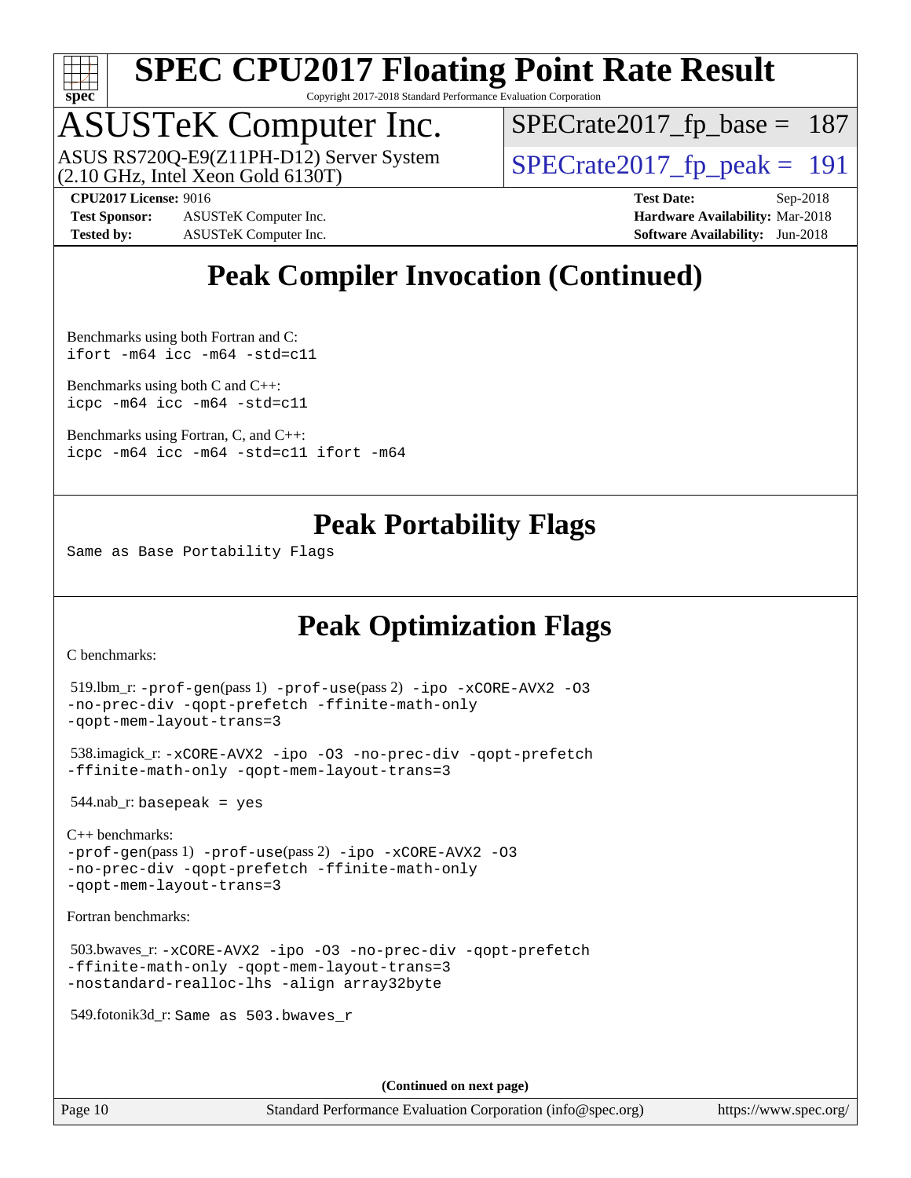# Peak Compiler Invocation (Continued)

Benchmarks using both Fortran and C:
`ifort -m64 icc -m64 -std=c11`

Benchmarks using both C and C++:
`icpc -m64 icc -m64 -std=c11`

Benchmarks using Fortran, C, and C++:
`icpc -m64 icc -m64 -std=c11 ifort -m64`

# Peak Portability Flags

Same as Base Portability Flags

# Peak Optimization Flags

C benchmarks:

519.lbm_r: `-prof-gen`(pass 1) `-prof-use`(pass 2) `-ipo -xCORE-AVX2 -O3 -no-prec-div -qopt-prefetch -ffinite-math-only -qopt-mem-layout-trans=3`

538.imagick_r: `-xCORE-AVX2 -ipo -O3 -no-prec-div -qopt-prefetch -ffinite-math-only -qopt-mem-layout-trans=3`

544.nab_r: `basepeak = yes`

C++ benchmarks:
`-prof-gen`(pass 1) `-prof-use`(pass 2) `-ipo -xCORE-AVX2 -O3 -no-prec-div -qopt-prefetch -ffinite-math-only -qopt-mem-layout-trans=3`

Fortran benchmarks:

503.bwaves_r: `-xCORE-AVX2 -ipo -O3 -no-prec-div -qopt-prefetch -ffinite-math-only -qopt-mem-layout-trans=3 -nostandard-realloc-lhs -align array32byte`

549.fotonik3d_r: `Same as 503.bwaves_r`

**(Continued on next page)**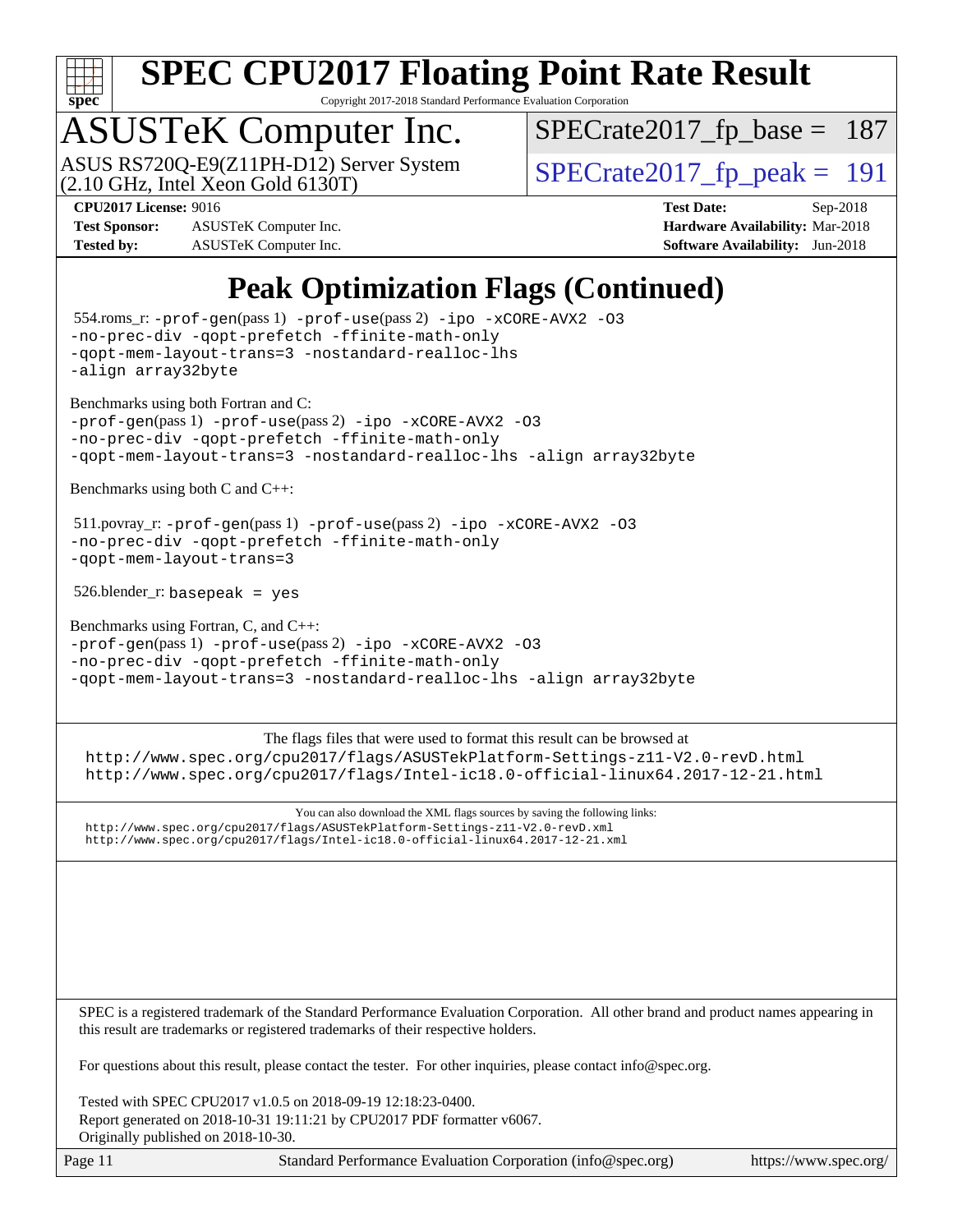# SPEC CPU2017 Floating Point Rate Result

Copyright 2017-2018 Standard Performance Evaluation Corporation

## ASUSTeK Computer Inc.

ASUS RS720Q-E9(Z11PH-D12) Server System
(2.10 GHz, Intel Xeon Gold 6130T)

SPECrate2017_fp_base = 187

SPECrate2017_fp_peak = 191

**CPU2017 License:** 9016
**Test Sponsor:** ASUSTeK Computer Inc.
**Tested by:** ASUSTeK Computer Inc.

**Test Date:** Sep-2018
**Hardware Availability:** Mar-2018
**Software Availability:** Jun-2018

## Peak Optimization Flags (Continued)

554.roms_r: `-prof-gen`(pass 1) `-prof-use`(pass 2) `-ipo -xCORE-AVX2 -O3 -no-prec-div -qopt-prefetch -ffinite-math-only -qopt-mem-layout-trans=3 -nostandard-realloc-lhs -align array32byte`

Benchmarks using both Fortran and C:
`-prof-gen`(pass 1) `-prof-use`(pass 2) `-ipo -xCORE-AVX2 -O3 -no-prec-div -qopt-prefetch -ffinite-math-only -qopt-mem-layout-trans=3 -nostandard-realloc-lhs -align array32byte`

Benchmarks using both C and C++:

511.povray_r: `-prof-gen`(pass 1) `-prof-use`(pass 2) `-ipo -xCORE-AVX2 -O3 -no-prec-div -qopt-prefetch -ffinite-math-only -qopt-mem-layout-trans=3`

526.blender_r: `basepeak = yes`

Benchmarks using Fortran, C, and C++:
`-prof-gen`(pass 1) `-prof-use`(pass 2) `-ipo -xCORE-AVX2 -O3 -no-prec-div -qopt-prefetch -ffinite-math-only -qopt-mem-layout-trans=3 -nostandard-realloc-lhs -align array32byte`

The flags files that were used to format this result can be browsed at
http://www.spec.org/cpu2017/flags/ASUSTekPlatform-Settings-z11-V2.0-revD.html
http://www.spec.org/cpu2017/flags/Intel-ic18.0-official-linux64.2017-12-21.html

You can also download the XML flags sources by saving the following links:
http://www.spec.org/cpu2017/flags/ASUSTekPlatform-Settings-z11-V2.0-revD.xml
http://www.spec.org/cpu2017/flags/Intel-ic18.0-official-linux64.2017-12-21.xml

SPEC is a registered trademark of the Standard Performance Evaluation Corporation. All other brand and product names appearing in this result are trademarks or registered trademarks of their respective holders.

For questions about this result, please contact the tester. For other inquiries, please contact info@spec.org.

Tested with SPEC CPU2017 v1.0.5 on 2018-09-19 12:18:23-0400.
Report generated on 2018-10-31 19:11:21 by CPU2017 PDF formatter v6067.
Originally published on 2018-10-30.